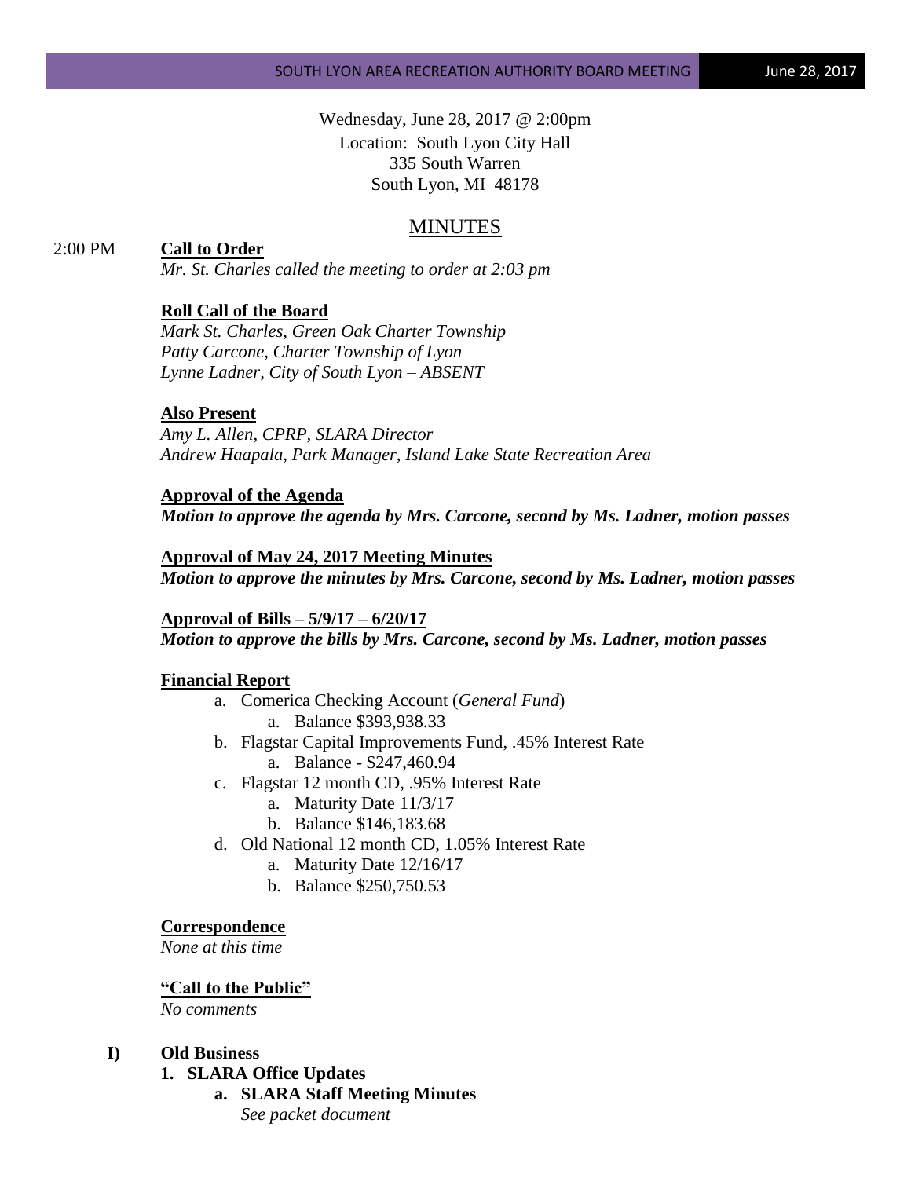Wednesday, June 28, 2017 @ 2:00pm
Location: South Lyon City Hall
335 South Warren
South Lyon, MI 48178

# MINUTES

2:00 PM **Call to Order**

*Mr. St. Charles called the meeting to order at 2:03 pm*

**Roll Call of the Board**

*Mark St. Charles, Green Oak Charter Township*
*Patty Carcone, Charter Township of Lyon*
*Lynne Ladner, City of South Lyon – ABSENT*

**Also Present**

*Amy L. Allen, CPRP, SLARA Director*
*Andrew Haapala, Park Manager, Island Lake State Recreation Area*

**Approval of the Agenda**

***Motion to approve the agenda by Mrs. Carcone, second by Ms. Ladner, motion passes***

**Approval of May 24, 2017 Meeting Minutes**

***Motion to approve the minutes by Mrs. Carcone, second by Ms. Ladner, motion passes***

**Approval of Bills – 5/9/17 – 6/20/17**

***Motion to approve the bills by Mrs. Carcone, second by Ms. Ladner, motion passes***

**Financial Report**

a. Comerica Checking Account (*General Fund*)
   a. Balance $393,938.33
b. Flagstar Capital Improvements Fund, .45% Interest Rate
   a. Balance - $247,460.94
c. Flagstar 12 month CD, .95% Interest Rate
   a. Maturity Date 11/3/17
   b. Balance $146,183.68
d. Old National 12 month CD, 1.05% Interest Rate
   a. Maturity Date 12/16/17
   b. Balance $250,750.53

**Correspondence**

*None at this time*

**"Call to the Public"**

*No comments*

**I) Old Business**

**1. SLARA Office Updates**

**a. SLARA Staff Meeting Minutes**

*See packet document*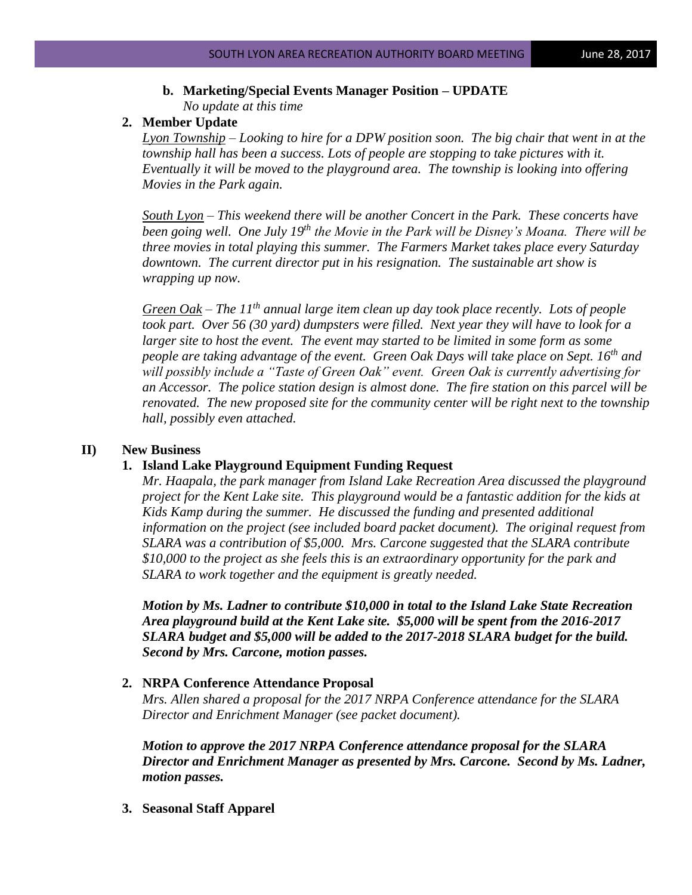**b. Marketing/Special Events Manager Position – UPDATE**

*No update at this time*

**2. Member Update**

*<u>Lyon Township</u> – Looking to hire for a DPW position soon. The big chair that went in at the township hall has been a success. Lots of people are stopping to take pictures with it. Eventually it will be moved to the playground area. The township is looking into offering Movies in the Park again.*

*<u>South Lyon</u> – This weekend there will be another Concert in the Park. These concerts have been going well. One July 19th the Movie in the Park will be Disney's Moana. There will be three movies in total playing this summer. The Farmers Market takes place every Saturday downtown. The current director put in his resignation. The sustainable art show is wrapping up now.*

*<u>Green Oak</u> – The 11th annual large item clean up day took place recently. Lots of people took part. Over 56 (30 yard) dumpsters were filled. Next year they will have to look for a larger site to host the event. The event may started to be limited in some form as some people are taking advantage of the event. Green Oak Days will take place on Sept. 16th and will possibly include a "Taste of Green Oak" event. Green Oak is currently advertising for an Accessor. The police station design is almost done. The fire station on this parcel will be renovated. The new proposed site for the community center will be right next to the township hall, possibly even attached.*

**II) New Business**

**1. Island Lake Playground Equipment Funding Request**

*Mr. Haapala, the park manager from Island Lake Recreation Area discussed the playground project for the Kent Lake site. This playground would be a fantastic addition for the kids at Kids Kamp during the summer. He discussed the funding and presented additional information on the project (see included board packet document). The original request from SLARA was a contribution of $5,000. Mrs. Carcone suggested that the SLARA contribute $10,000 to the project as she feels this is an extraordinary opportunity for the park and SLARA to work together and the equipment is greatly needed.*

***Motion by Ms. Ladner to contribute $10,000 in total to the Island Lake State Recreation Area playground build at the Kent Lake site. $5,000 will be spent from the 2016-2017 SLARA budget and $5,000 will be added to the 2017-2018 SLARA budget for the build. Second by Mrs. Carcone, motion passes.***

**2. NRPA Conference Attendance Proposal**

*Mrs. Allen shared a proposal for the 2017 NRPA Conference attendance for the SLARA Director and Enrichment Manager (see packet document).*

***Motion to approve the 2017 NRPA Conference attendance proposal for the SLARA Director and Enrichment Manager as presented by Mrs. Carcone. Second by Ms. Ladner, motion passes.***

**3. Seasonal Staff Apparel**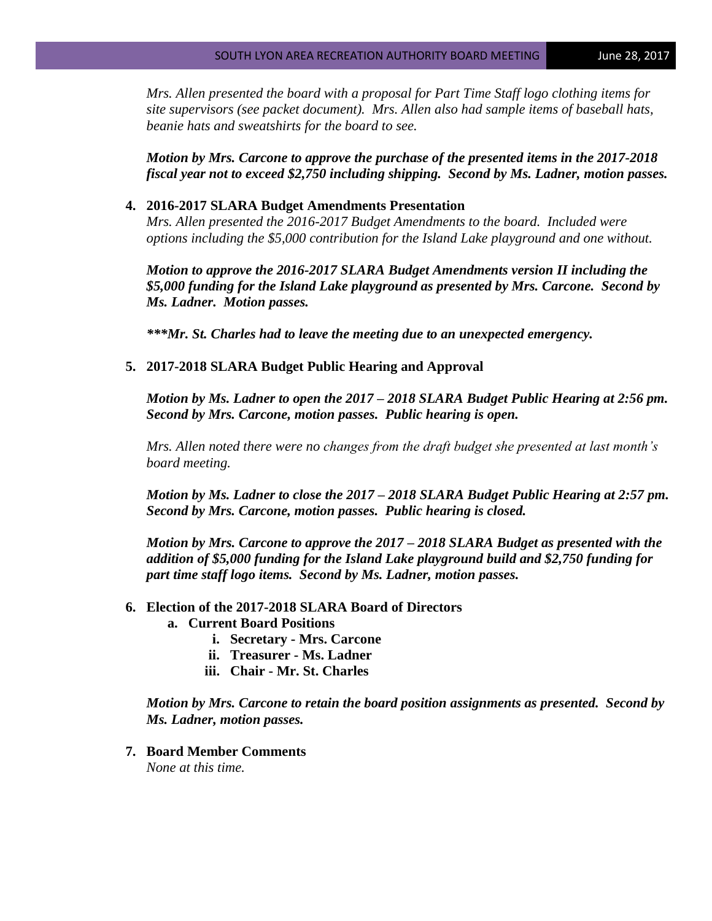*Mrs. Allen presented the board with a proposal for Part Time Staff logo clothing items for site supervisors (see packet document). Mrs. Allen also had sample items of baseball hats, beanie hats and sweatshirts for the board to see.*

***Motion by Mrs. Carcone to approve the purchase of the presented items in the 2017-2018 fiscal year not to exceed $2,750 including shipping. Second by Ms. Ladner, motion passes.***

**4. 2016-2017 SLARA Budget Amendments Presentation**

*Mrs. Allen presented the 2016-2017 Budget Amendments to the board. Included were options including the $5,000 contribution for the Island Lake playground and one without.*

***Motion to approve the 2016-2017 SLARA Budget Amendments version II including the $5,000 funding for the Island Lake playground as presented by Mrs. Carcone. Second by Ms. Ladner. Motion passes.***

****\*\*\*Mr. St. Charles had to leave the meeting due to an unexpected emergency.****

**5. 2017-2018 SLARA Budget Public Hearing and Approval**

***Motion by Ms. Ladner to open the 2017 – 2018 SLARA Budget Public Hearing at 2:56 pm. Second by Mrs. Carcone, motion passes. Public hearing is open.***

*Mrs. Allen noted there were no changes from the draft budget she presented at last month's board meeting.*

***Motion by Ms. Ladner to close the 2017 – 2018 SLARA Budget Public Hearing at 2:57 pm. Second by Mrs. Carcone, motion passes. Public hearing is closed.***

***Motion by Mrs. Carcone to approve the 2017 – 2018 SLARA Budget as presented with the addition of $5,000 funding for the Island Lake playground build and $2,750 funding for part time staff logo items. Second by Ms. Ladner, motion passes.***

**6. Election of the 2017-2018 SLARA Board of Directors**

**a. Current Board Positions**

**i. Secretary - Mrs. Carcone**

**ii. Treasurer - Ms. Ladner**

**iii. Chair - Mr. St. Charles**

***Motion by Mrs. Carcone to retain the board position assignments as presented. Second by Ms. Ladner, motion passes.***

**7. Board Member Comments**

*None at this time.*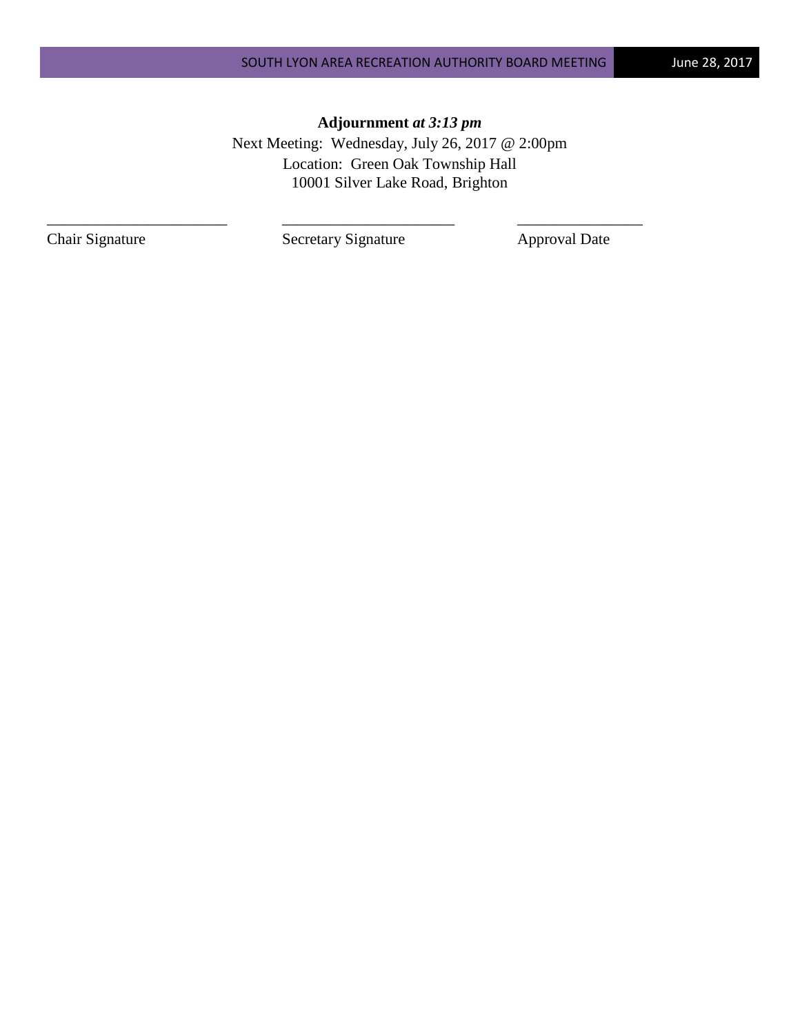**Adjournment** ***at 3:13 pm***

Next Meeting: Wednesday, July 26, 2017 @ 2:00pm

Location: Green Oak Township Hall

10001 Silver Lake Road, Brighton

| | | |
|---|---|---|
| _______________________ | _______________________ | ________________ |
| Chair Signature | Secretary Signature | Approval Date |